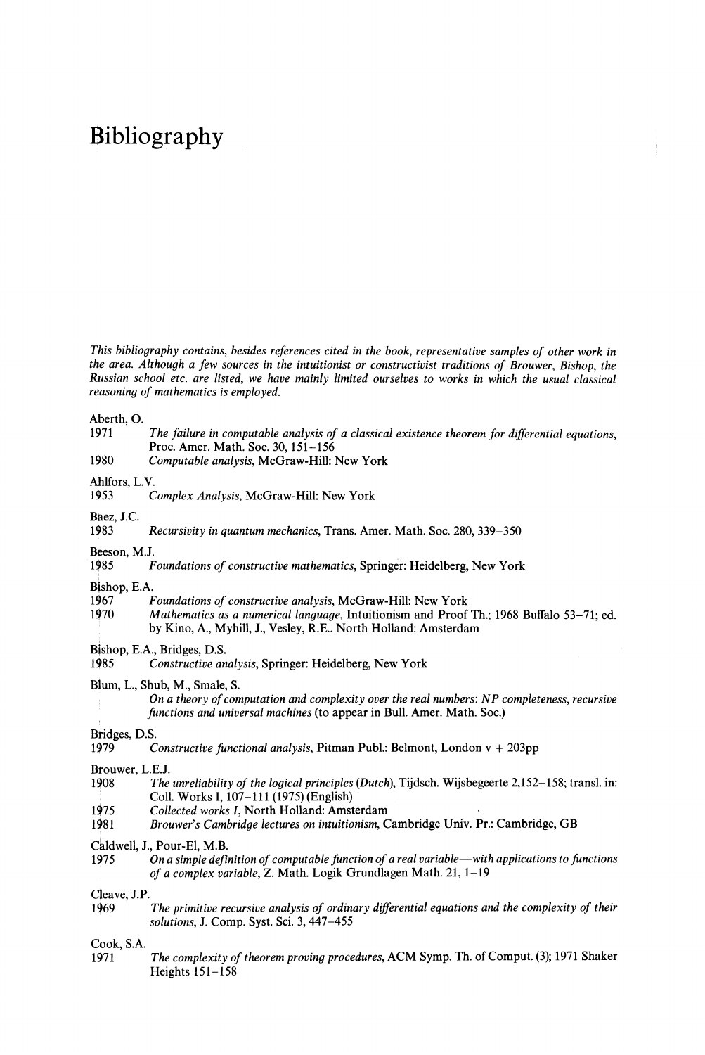# Bibliography

*This bibliography contains, besides references cited in the book, representative samples of other work in the area. Although a few sources in the intuitionist or constructivist traditions of Brouwer, Bishop, the Russian school etc. are listed, we have mainly limited ourselves to works in which the usual classical reasoning of mathematics is employed.*

Aberth, O.

1971 *The failure in computable analysis of a classical existence theorem for differential equations*, Proc. Amer. Math. Soc. 30, 151–156

1980 *Computable analysis*, McGraw-Hill: New York

Ahlfors, L.V.

1953 *Complex Analysis*, McGraw-Hill: New York

Baez, J.C.

1983 *Recursivity in quantum mechanics*, Trans. Amer. Math. Soc. 280, 339–350

Beeson, M.J.

1985 *Foundations of constructive mathematics*, Springer: Heidelberg, New York

Bishop, E.A.

1967 *Foundations of constructive analysis*, McGraw-Hill: New York

1970 *Mathematics as a numerical language*, Intuitionism and Proof Th.; 1968 Buffalo 53–71; ed. by Kino, A., Myhill, J., Vesley, R.E.. North Holland: Amsterdam

Bishop, E.A., Bridges, D.S.

1985 *Constructive analysis*, Springer: Heidelberg, New York

Blum, L., Shub, M., Smale, S.

*On a theory of computation and complexity over the real numbers: NP completeness, recursive functions and universal machines* (to appear in Bull. Amer. Math. Soc.)

Bridges, D.S.

1979 *Constructive functional analysis*, Pitman Publ.: Belmont, London v + 203pp

Brouwer, L.E.J.

1908 *The unreliability of the logical principles (Dutch)*, Tijdsch. Wijsbegeerte 2,152–158; transl. in: Coll. Works I, 107–111 (1975) (English)

1975 *Collected works I*, North Holland: Amsterdam

1981 *Brouwer's Cambridge lectures on intuitionism*, Cambridge Univ. Pr.: Cambridge, GB

Caldwell, J., Pour-El, M.B.

1975 *On a simple definition of computable function of a real variable—with applications to functions of a complex variable*, Z. Math. Logik Grundlagen Math. 21, 1–19

Cleave, J.P.

1969 *The primitive recursive analysis of ordinary differential equations and the complexity of their solutions*, J. Comp. Syst. Sci. 3, 447–455

Cook, S.A.

1971 *The complexity of theorem proving procedures*, ACM Symp. Th. of Comput. (3); 1971 Shaker Heights 151–158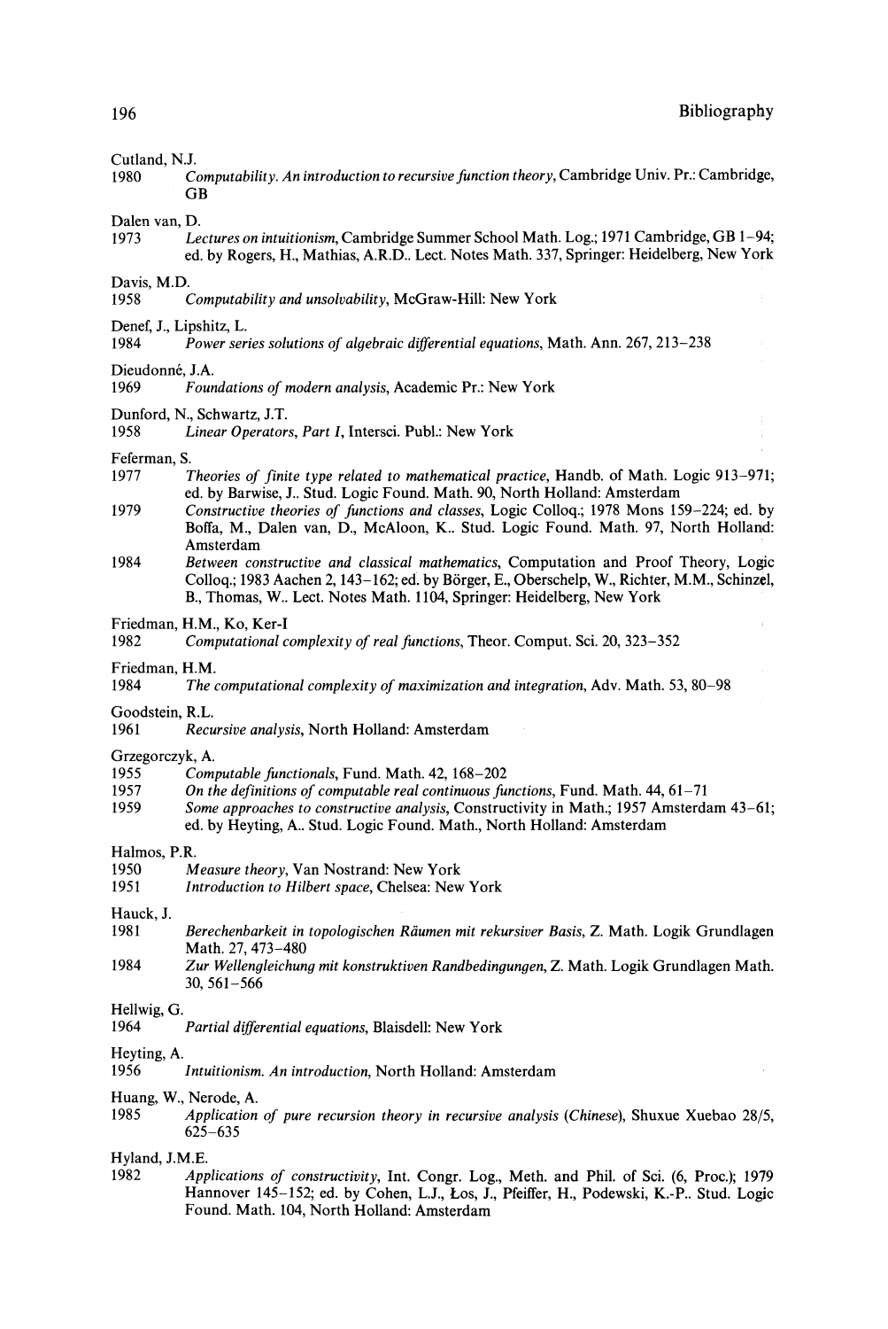Cutland, N.J.

1980 *Computability. An introduction to recursive function theory*, Cambridge Univ. Pr.: Cambridge, GB

Dalen van, D.

1973 *Lectures on intuitionism*, Cambridge Summer School Math. Log.; 1971 Cambridge, GB 1–94; ed. by Rogers, H., Mathias, A.R.D.. Lect. Notes Math. 337, Springer: Heidelberg, New York

Davis, M.D.

1958 *Computability and unsolvability*, McGraw-Hill: New York

Denef, J., Lipshitz, L.

1984 *Power series solutions of algebraic differential equations*, Math. Ann. 267, 213–238

Dieudonné, J.A.

1969 *Foundations of modern analysis*, Academic Pr.: New York

Dunford, N., Schwartz, J.T.

1958 *Linear Operators, Part I*, Intersci. Publ.: New York

Feferman, S.

1977 *Theories of finite type related to mathematical practice*, Handb. of Math. Logic 913–971; ed. by Barwise, J.. Stud. Logic Found. Math. 90, North Holland: Amsterdam

1979 *Constructive theories of functions and classes*, Logic Colloq.; 1978 Mons 159–224; ed. by Boffa, M., Dalen van, D., McAloon, K.. Stud. Logic Found. Math. 97, North Holland: Amsterdam

1984 *Between constructive and classical mathematics*, Computation and Proof Theory, Logic Colloq.; 1983 Aachen 2, 143–162; ed. by Börger, E., Oberschelp, W., Richter, M.M., Schinzel, B., Thomas, W.. Lect. Notes Math. 1104, Springer: Heidelberg, New York

Friedman, H.M., Ko, Ker-I

1982 *Computational complexity of real functions*, Theor. Comput. Sci. 20, 323–352

Friedman, H.M.

1984 *The computational complexity of maximization and integration*, Adv. Math. 53, 80–98

Goodstein, R.L.

1961 *Recursive analysis*, North Holland: Amsterdam

Grzegorczyk, A.

1955 *Computable functionals*, Fund. Math. 42, 168–202

1957 *On the definitions of computable real continuous functions*, Fund. Math. 44, 61–71

1959 *Some approaches to constructive analysis*, Constructivity in Math.; 1957 Amsterdam 43–61; ed. by Heyting, A.. Stud. Logic Found. Math., North Holland: Amsterdam

Halmos, P.R.

1950 *Measure theory*, Van Nostrand: New York

1951 *Introduction to Hilbert space*, Chelsea: New York

Hauck, J.

1981 *Berechenbarkeit in topologischen Räumen mit rekursiver Basis*, Z. Math. Logik Grundlagen Math. 27, 473–480

1984 *Zur Wellengleichung mit konstruktiven Randbedingungen*, Z. Math. Logik Grundlagen Math. 30, 561–566

Hellwig, G.

1964 *Partial differential equations*, Blaisdell: New York

Heyting, A.

1956 *Intuitionism. An introduction*, North Holland: Amsterdam

Huang, W., Nerode, A.

1985 *Application of pure recursion theory in recursive analysis (Chinese)*, Shuxue Xuebao 28/5, 625–635

Hyland, J.M.E.

1982 *Applications of constructivity*, Int. Congr. Log., Meth. and Phil. of Sci. (6, Proc.); 1979 Hannover 145–152; ed. by Cohen, L.J., Łos, J., Pfeiffer, H., Podewski, K.-P.. Stud. Logic Found. Math. 104, North Holland: Amsterdam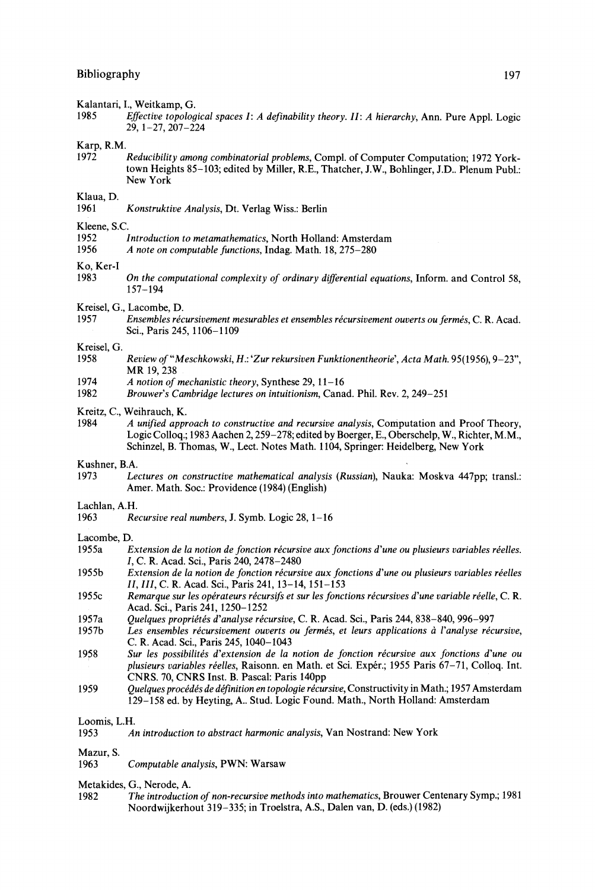Kalantari, I., Weitkamp, G.

1985 *Effective topological spaces I: A definability theory. II: A hierarchy*, Ann. Pure Appl. Logic 29, 1–27, 207–224

Karp, R.M.

1972 *Reducibility among combinatorial problems*, Compl. of Computer Computation; 1972 Yorktown Heights 85–103; edited by Miller, R.E., Thatcher, J.W., Bohlinger, J.D.. Plenum Publ.: New York

Klaua, D.

1961 *Konstruktive Analysis*, Dt. Verlag Wiss.: Berlin

Kleene, S.C.

1952 *Introduction to metamathematics*, North Holland: Amsterdam

1956 *A note on computable functions*, Indag. Math. 18, 275–280

Ko, Ker-I

1983 *On the computational complexity of ordinary differential equations*, Inform. and Control 58, 157–194

Kreisel, G., Lacombe, D.

1957 *Ensembles récursivement mesurables et ensembles récursivement ouverts ou fermés*, C. R. Acad. Sci., Paris 245, 1106–1109

Kreisel, G.

1958 *Review of "Meschkowski, H.: 'Zur rekursiven Funktionentheorie', Acta Math.* 95(1956), 9–23", MR 19, 238

1974 *A notion of mechanistic theory*, Synthese 29, 11–16

1982 *Brouwer's Cambridge lectures on intuitionism*, Canad. Phil. Rev. 2, 249–251

Kreitz, C., Weihrauch, K.

1984 *A unified approach to constructive and recursive analysis*, Computation and Proof Theory, Logic Colloq.; 1983 Aachen 2, 259–278; edited by Boerger, E., Oberschelp, W., Richter, M.M., Schinzel, B. Thomas, W., Lect. Notes Math. 1104, Springer: Heidelberg, New York

Kushner, B.A.

1973 *Lectures on constructive mathematical analysis (Russian)*, Nauka: Moskva 447pp; transl.: Amer. Math. Soc.: Providence (1984) (English)

Lachlan, A.H.

1963 *Recursive real numbers*, J. Symb. Logic 28, 1–16

Lacombe, D.

1955a *Extension de la notion de fonction récursive aux fonctions d'une ou plusieurs variables réelles. I*, C. R. Acad. Sci., Paris 240, 2478–2480

1955b *Extension de la notion de fonction récursive aux fonctions d'une ou plusieurs variables réelles II, III*, C. R. Acad. Sci., Paris 241, 13–14, 151–153

1955c *Remarque sur les opérateurs récursifs et sur les fonctions récursives d'une variable réelle*, C. R. Acad. Sci., Paris 241, 1250–1252

1957a *Quelques propriétés d'analyse récursive*, C. R. Acad. Sci., Paris 244, 838–840, 996–997

1957b *Les ensembles récursivement ouverts ou fermés, et leurs applications à l'analyse récursive*, C. R. Acad. Sci., Paris 245, 1040–1043

1958 *Sur les possibilités d'extension de la notion de fonction récursive aux fonctions d'une ou plusieurs variables réelles*, Raisonn. en Math. et Sci. Expér.; 1955 Paris 67–71, Colloq. Int. CNRS. 70, CNRS Inst. B. Pascal: Paris 140pp

1959 *Quelques procédés de définition en topologie récursive*, Constructivity in Math.; 1957 Amsterdam 129–158 ed. by Heyting, A.. Stud. Logic Found. Math., North Holland: Amsterdam

Loomis, L.H.

1953 *An introduction to abstract harmonic analysis*, Van Nostrand: New York

Mazur, S.

1963 *Computable analysis*, PWN: Warsaw

Metakides, G., Nerode, A.

1982 *The introduction of non-recursive methods into mathematics*, Brouwer Centenary Symp.; 1981 Noordwijkerhout 319–335; in Troelstra, A.S., Dalen van, D. (eds.) (1982)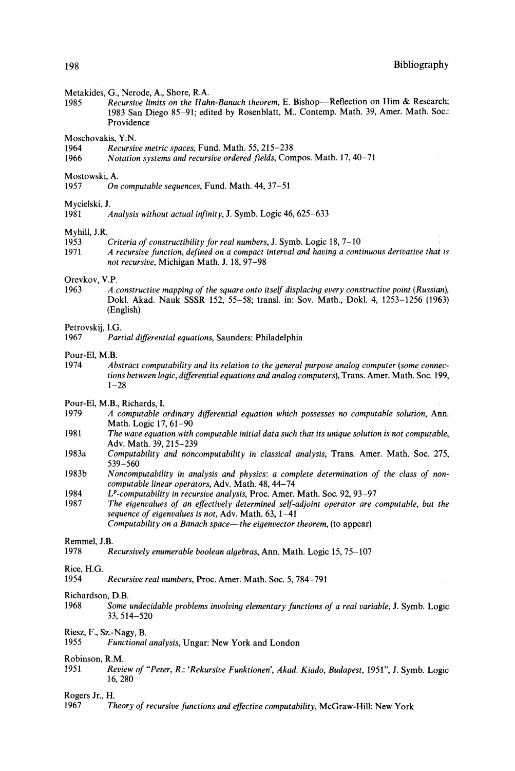Metakides, G., Nerode, A., Shore, R.A.

1985 *Recursive limits on the Hahn-Banach theorem*, E. Bishop—Reflection on Him & Research; 1983 San Diego 85–91; edited by Rosenblatt, M.. Contemp. Math. 39, Amer. Math. Soc.: Providence

Moschovakis, Y.N.

1964 *Recursive metric spaces*, Fund. Math. 55, 215–238

1966 *Notation systems and recursive ordered fields*, Compos. Math. 17, 40–71

Mostowski, A.

1957 *On computable sequences*, Fund. Math. 44, 37–51

Mycielski, J.

1981 *Analysis without actual infinity*, J. Symb. Logic 46, 625–633

Myhill, J.R.

1953 *Criteria of constructibility for real numbers*, J. Symb. Logic 18, 7–10

1971 *A recursive function, defined on a compact interval and having a continuous derivative that is not recursive*, Michigan Math. J. 18, 97–98

Orevkov, V.P.

1963 *A constructive mapping of the square onto itself displacing every constructive point (Russian)*, Dokl. Akad. Nauk SSSR 152, 55–58; transl. in: Sov. Math., Dokl. 4, 1253–1256 (1963) (English)

Petrovskij, I.G.

1967 *Partial differential equations*, Saunders: Philadelphia

Pour-El, M.B.

1974 *Abstract computability and its relation to the general purpose analog computer (some connections between logic, differential equations and analog computers)*, Trans. Amer. Math. Soc. 199, 1–28

Pour-El, M.B., Richards, I.

1979 *A computable ordinary differential equation which possesses no computable solution*, Ann. Math. Logic 17, 61–90

1981 *The wave equation with computable initial data such that its unique solution is not computable*, Adv. Math. 39, 215–239

1983a *Computability and noncomputability in classical analysis*, Trans. Amer. Math. Soc. 275, 539–560

1983b *Noncomputability in analysis and physics: a complete determination of the class of noncomputable linear operators*, Adv. Math. 48, 44–74

1984 *$L^p$-computability in recursive analysis*, Proc. Amer. Math. Soc. 92, 93–97

1987 *The eigenvalues of an effectively determined self-adjoint operator are computable, but the sequence of eigenvalues is not*, Adv. Math. 63, 1–41

*Computability on a Banach space—the eigenvector theorem*, (to appear)

Remmel, J.B.

1978 *Recursively enumerable boolean algebras*, Ann. Math. Logic 15, 75–107

Rice, H.G.

1954 *Recursive real numbers*, Proc. Amer. Math. Soc. 5, 784–791

Richardson, D.B.

1968 *Some undecidable problems involving elementary functions of a real variable*, J. Symb. Logic 33, 514–520

Riesz, F., Sz.-Nagy, B.

1955 *Functional analysis*, Ungar: New York and London

Robinson, R.M.

1951 *Review of "Peter, R.: 'Rekursive Funktionen', Akad. Kiado, Budapest, 1951"*, J. Symb. Logic 16, 280

Rogers Jr., H.

1967 *Theory of recursive functions and effective computability*, McGraw-Hill: New York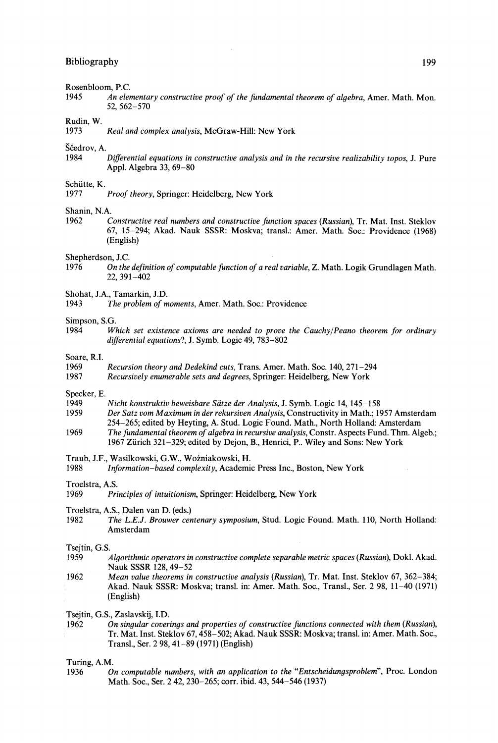Rosenbloom, P.C.

1945 *An elementary constructive proof of the fundamental theorem of algebra*, Amer. Math. Mon. 52, 562–570

Rudin, W.

1973 *Real and complex analysis*, McGraw-Hill: New York

Ščedrov, A.

1984 *Differential equations in constructive analysis and in the recursive realizability topos*, J. Pure Appl. Algebra 33, 69–80

Schütte, K.

1977 *Proof theory*, Springer: Heidelberg, New York

Shanin, N.A.

1962 *Constructive real numbers and constructive function spaces (Russian)*, Tr. Mat. Inst. Steklov 67, 15–294; Akad. Nauk SSSR: Moskva; transl.: Amer. Math. Soc.: Providence (1968) (English)

Shepherdson, J.C.

1976 *On the definition of computable function of a real variable*, Z. Math. Logik Grundlagen Math. 22, 391–402

Shohat, J.A., Tamarkin, J.D.

1943 *The problem of moments*, Amer. Math. Soc.: Providence

Simpson, S.G.

1984 *Which set existence axioms are needed to prove the Cauchy/Peano theorem for ordinary differential equations?*, J. Symb. Logic 49, 783–802

Soare, R.I.

1969 *Recursion theory and Dedekind cuts*, Trans. Amer. Math. Soc. 140, 271–294

1987 *Recursively enumerable sets and degrees*, Springer: Heidelberg, New York

Specker, E.

1949 *Nicht konstruktiv beweisbare Sätze der Analysis*, J. Symb. Logic 14, 145–158

1959 *Der Satz vom Maximum in der rekursiven Analysis*, Constructivity in Math.; 1957 Amsterdam 254–265; edited by Heyting, A. Stud. Logic Found. Math., North Holland: Amsterdam

1969 *The fundamental theorem of algebra in recursive analysis*, Constr. Aspects Fund. Thm. Algeb.; 1967 Zürich 321–329; edited by Dejon, B., Henrici, P.. Wiley and Sons: New York

Traub, J.F., Wasilkowski, G.W., Woźniakowski, H.

1988 *Information-based complexity*, Academic Press Inc., Boston, New York

Troelstra, A.S.

1969 *Principles of intuitionism*, Springer: Heidelberg, New York

Troelstra, A.S., Dalen van D. (eds.)

1982 *The L.E.J. Brouwer centenary symposium*, Stud. Logic Found. Math. 110, North Holland: Amsterdam

Tsejtin, G.S.

1959 *Algorithmic operators in constructive complete separable metric spaces (Russian)*, Dokl. Akad. Nauk SSSR 128, 49–52

1962 *Mean value theorems in constructive analysis (Russian)*, Tr. Mat. Inst. Steklov 67, 362–384; Akad. Nauk SSSR: Moskva; transl. in: Amer. Math. Soc., Transl., Ser. 2 98, 11–40 (1971) (English)

Tsejtin, G.S., Zaslavskij, I.D.

1962 *On singular coverings and properties of constructive functions connected with them (Russian)*, Tr. Mat. Inst. Steklov 67, 458–502; Akad. Nauk SSSR: Moskva; transl. in: Amer. Math. Soc., Transl., Ser. 2 98, 41–89 (1971) (English)

Turing, A.M.

1936 *On computable numbers, with an application to the "Entscheidungsproblem"*, Proc. London Math. Soc., Ser. 2 42, 230–265; corr. ibid. 43, 544–546 (1937)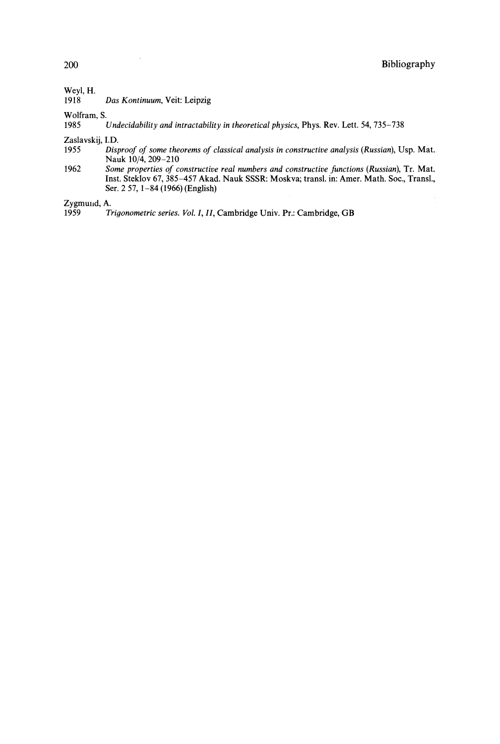Weyl, H.

1918 *Das Kontinuum*, Veit: Leipzig

Wolfram, S.

1985 *Undecidability and intractability in theoretical physics*, Phys. Rev. Lett. 54, 735–738

Zaslavskij, I.D.

1955 *Disproof of some theorems of classical analysis in constructive analysis (Russian)*, Usp. Mat. Nauk 10/4, 209–210

1962 *Some properties of constructive real numbers and constructive functions (Russian)*, Tr. Mat. Inst. Steklov 67, 385–457 Akad. Nauk SSSR: Moskva; transl. in: Amer. Math. Soc., Transl., Ser. 2 57, 1–84 (1966) (English)

Zygmund, A.

1959 *Trigonometric series. Vol. I, II*, Cambridge Univ. Pr.: Cambridge, GB